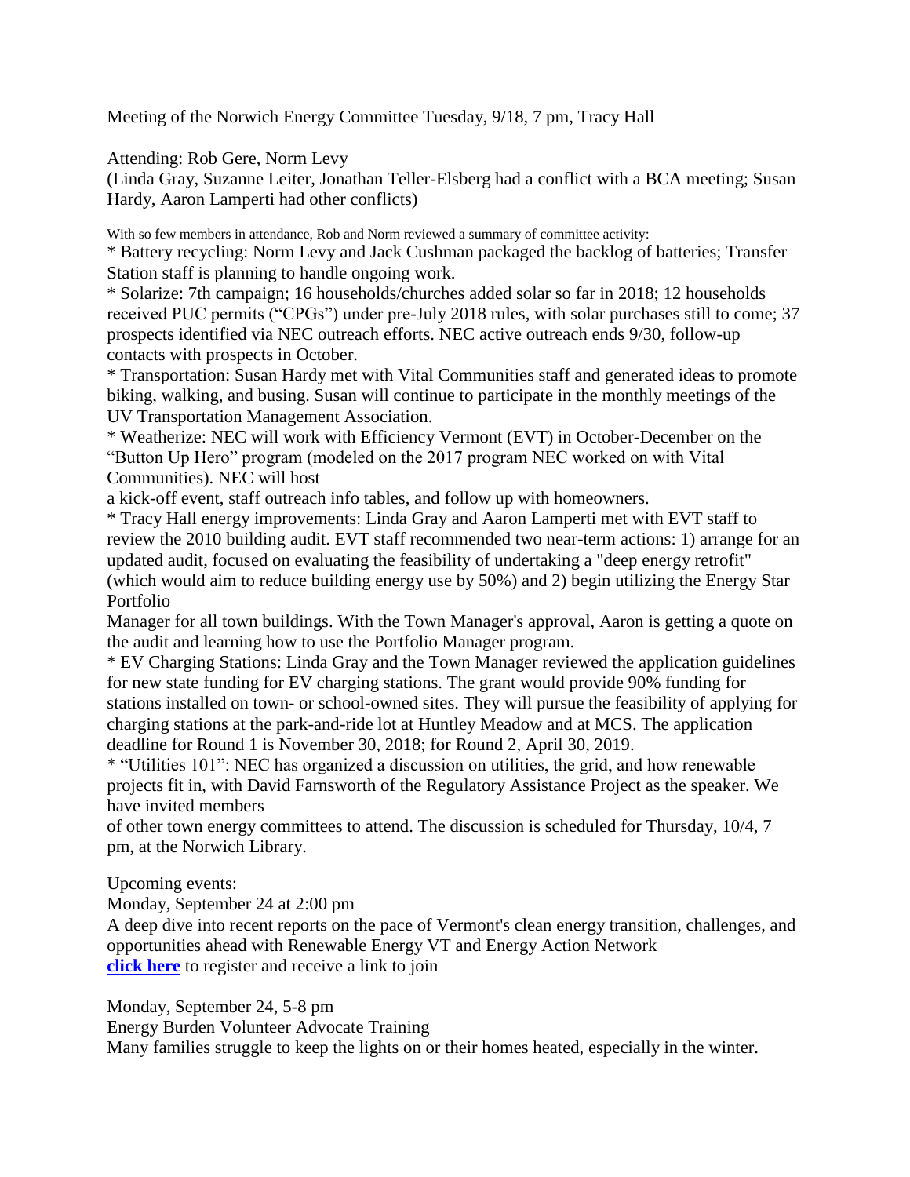Meeting of the Norwich Energy Committee Tuesday, 9/18, 7 pm, Tracy Hall

Attending: Rob Gere, Norm Levy
(Linda Gray, Suzanne Leiter, Jonathan Teller-Elsberg had a conflict with a BCA meeting; Susan Hardy, Aaron Lamperti had other conflicts)

With so few members in attendance, Rob and Norm reviewed a summary of committee activity:

* Battery recycling: Norm Levy and Jack Cushman packaged the backlog of batteries; Transfer Station staff is planning to handle ongoing work.
* Solarize: 7th campaign; 16 households/churches added solar so far in 2018; 12 households received PUC permits ("CPGs") under pre-July 2018 rules, with solar purchases still to come; 37 prospects identified via NEC outreach efforts. NEC active outreach ends 9/30, follow-up contacts with prospects in October.
* Transportation: Susan Hardy met with Vital Communities staff and generated ideas to promote biking, walking, and busing. Susan will continue to participate in the monthly meetings of the UV Transportation Management Association.
* Weatherize: NEC will work with Efficiency Vermont (EVT) in October-December on the "Button Up Hero" program (modeled on the 2017 program NEC worked on with Vital Communities). NEC will host a kick-off event, staff outreach info tables, and follow up with homeowners.
* Tracy Hall energy improvements: Linda Gray and Aaron Lamperti met with EVT staff to review the 2010 building audit. EVT staff recommended two near-term actions: 1) arrange for an updated audit, focused on evaluating the feasibility of undertaking a "deep energy retrofit" (which would aim to reduce building energy use by 50%) and 2) begin utilizing the Energy Star Portfolio Manager for all town buildings. With the Town Manager's approval, Aaron is getting a quote on the audit and learning how to use the Portfolio Manager program.
* EV Charging Stations: Linda Gray and the Town Manager reviewed the application guidelines for new state funding for EV charging stations. The grant would provide 90% funding for stations installed on town- or school-owned sites. They will pursue the feasibility of applying for charging stations at the park-and-ride lot at Huntley Meadow and at MCS. The application deadline for Round 1 is November 30, 2018; for Round 2, April 30, 2019.
* "Utilities 101": NEC has organized a discussion on utilities, the grid, and how renewable projects fit in, with David Farnsworth of the Regulatory Assistance Project as the speaker. We have invited members of other town energy committees to attend. The discussion is scheduled for Thursday, 10/4, 7 pm, at the Norwich Library.

Upcoming events:

Monday, September 24 at 2:00 pm
A deep dive into recent reports on the pace of Vermont's clean energy transition, challenges, and opportunities ahead with Renewable Energy VT and Energy Action Network
**click here** to register and receive a link to join

Monday, September 24, 5-8 pm
Energy Burden Volunteer Advocate Training
Many families struggle to keep the lights on or their homes heated, especially in the winter.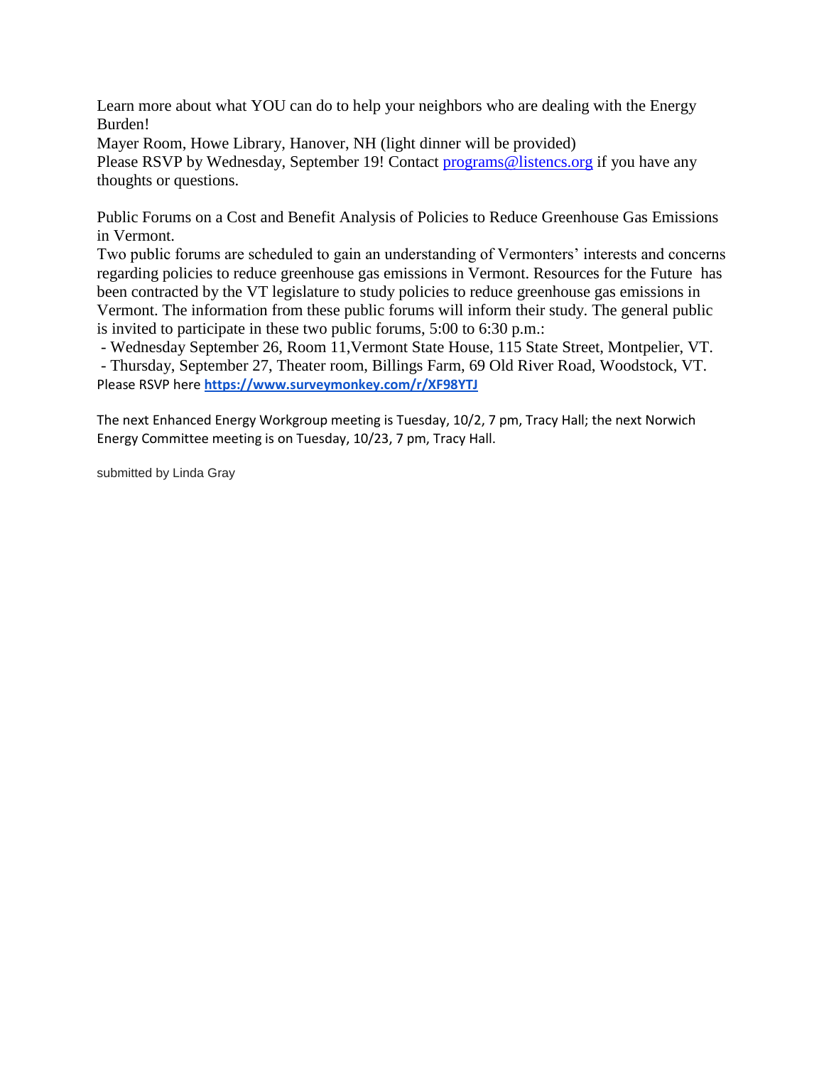Learn more about what YOU can do to help your neighbors who are dealing with the Energy Burden!
Mayer Room, Howe Library, Hanover, NH (light dinner will be provided)
Please RSVP by Wednesday, September 19! Contact programs@listencs.org if you have any thoughts or questions.

Public Forums on a Cost and Benefit Analysis of Policies to Reduce Greenhouse Gas Emissions in Vermont.
Two public forums are scheduled to gain an understanding of Vermonters' interests and concerns regarding policies to reduce greenhouse gas emissions in Vermont. Resources for the Future has been contracted by the VT legislature to study policies to reduce greenhouse gas emissions in Vermont. The information from these public forums will inform their study. The general public is invited to participate in these two public forums, 5:00 to 6:30 p.m.:

- Wednesday September 26, Room 11,Vermont State House, 115 State Street, Montpelier, VT.
- Thursday, September 27, Theater room, Billings Farm, 69 Old River Road, Woodstock, VT.

Please RSVP here **https://www.surveymonkey.com/r/XF98YTJ**

The next Enhanced Energy Workgroup meeting is Tuesday, 10/2, 7 pm, Tracy Hall; the next Norwich Energy Committee meeting is on Tuesday, 10/23, 7 pm, Tracy Hall.

submitted by Linda Gray